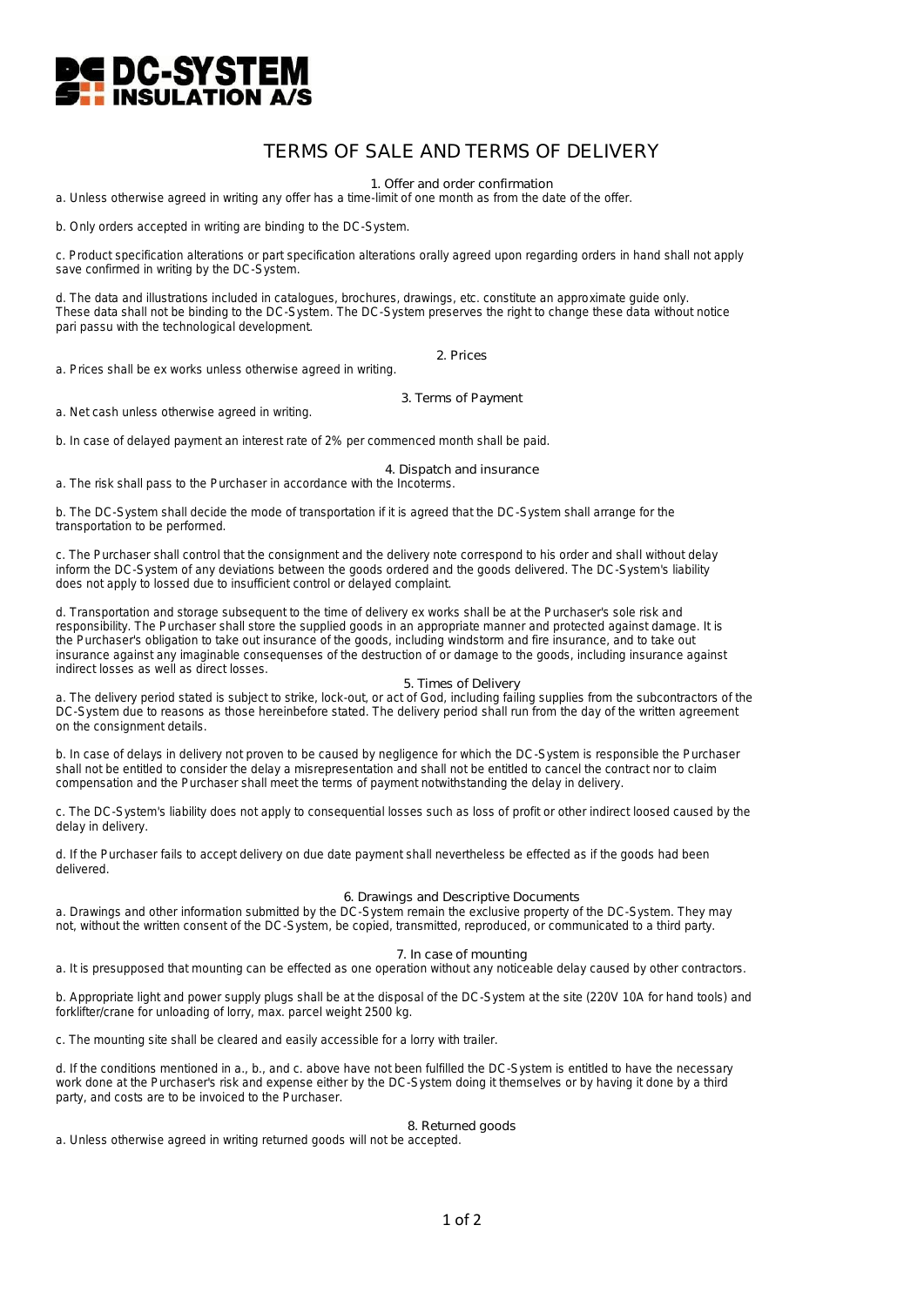# DC-SYSTEM INSULATION A/S

## TERMS OF SALE AND TERMS OF DELIVERY

### 1. Offer and order confirmation

a. Unless otherwise agreed in writing any offer has a time-limit of one month as from the date of the offer.

b. Only orders accepted in writing are binding to the DC-System.

c. Product specification alterations or part specification alterations orally agreed upon regarding orders in hand shall not apply save confirmed in writing by the DC-System.

d. The data and illustrations included in catalogues, brochures, drawings, etc. constitute an approximate guide only. These data shall not be binding to the DC-System. The DC-System preserves the right to change these data without notice pari passu with the technological development.

### 2. Prices

a. Prices shall be ex works unless otherwise agreed in writing.

### 3. Terms of Payment

a. Net cash unless otherwise agreed in writing.

b. In case of delayed payment an interest rate of 2% per commenced month shall be paid.

### 4. Dispatch and insurance

a. The risk shall pass to the Purchaser in accordance with the Incoterms.

b. The DC-System shall decide the mode of transportation if it is agreed that the DC-System shall arrange for the transportation to be performed.

c. The Purchaser shall control that the consignment and the delivery note correspond to his order and shall without delay inform the DC-System of any deviations between the goods ordered and the goods delivered. The DC-System's liability does not apply to lossed due to insufficient control or delayed complaint.

d. Transportation and storage subsequent to the time of delivery ex works shall be at the Purchaser's sole risk and responsibility. The Purchaser shall store the supplied goods in an appropriate manner and protected against damage. It is the Purchaser's obligation to take out insurance of the goods, including windstorm and fire insurance, and to take out insurance against any imaginable consequenses of the destruction of or damage to the goods, including insurance against indirect losses as well as direct losses.

### 5. Times of Delivery

a. The delivery period stated is subject to strike, lock-out, or act of God, including failing supplies from the subcontractors of the DC-System due to reasons as those hereinbefore stated. The delivery period shall run from the day of the written agreement on the consignment details.

b. In case of delays in delivery not proven to be caused by negligence for which the DC-System is responsible the Purchaser shall not be entitled to consider the delay a misrepresentation and shall not be entitled to cancel the contract nor to claim compensation and the Purchaser shall meet the terms of payment notwithstanding the delay in delivery.

c. The DC-System's liability does not apply to consequential losses such as loss of profit or other indirect loosed caused by the delay in delivery.

d. If the Purchaser fails to accept delivery on due date payment shall nevertheless be effected as if the goods had been delivered.

### 6. Drawings and Descriptive Documents

a. Drawings and other information submitted by the DC-System remain the exclusive property of the DC-System. They may not, without the written consent of the DC-System, be copied, transmitted, reproduced, or communicated to a third party.

### 7. In case of mounting

a. It is presupposed that mounting can be effected as one operation without any noticeable delay caused by other contractors.

b. Appropriate light and power supply plugs shall be at the disposal of the DC-System at the site (220V 10A for hand tools) and forklifter/crane for unloading of lorry, max. parcel weight 2500 kg.

c. The mounting site shall be cleared and easily accessible for a lorry with trailer.

d. If the conditions mentioned in a., b., and c. above have not been fulfilled the DC-System is entitled to have the necessary work done at the Purchaser's risk and expense either by the DC-System doing it themselves or by having it done by a third party, and costs are to be invoiced to the Purchaser.

### 8. Returned goods

a. Unless otherwise agreed in writing returned goods will not be accepted.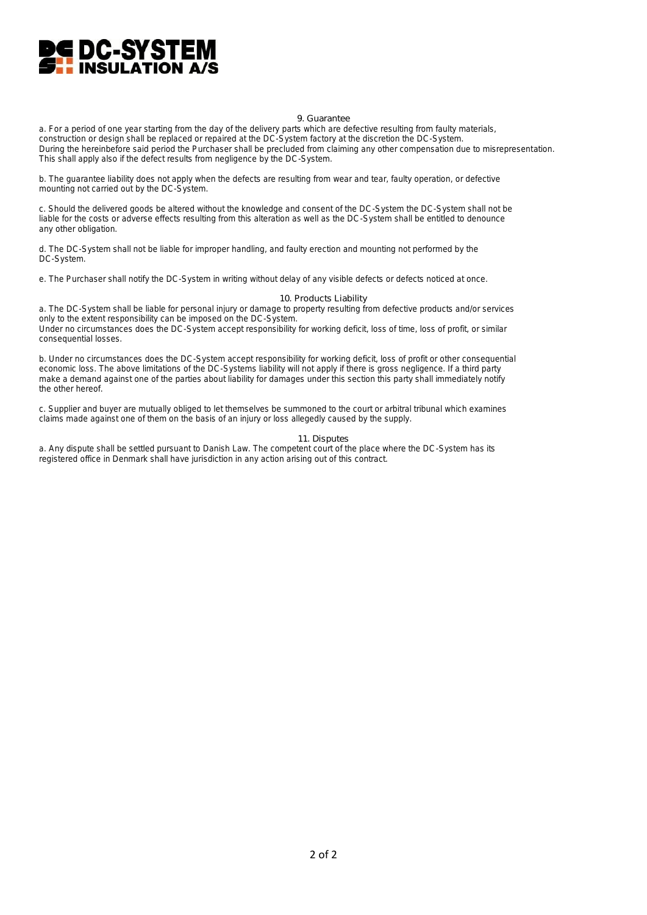**DC-SYSTEM INSULATION A/S**

## 9. Guarantee

a. For a period of one year starting from the day of the delivery parts which are defective resulting from faulty materials, construction or design shall be replaced or repaired at the DC-System factory at the discretion the DC-System.
During the hereinbefore said period the Purchaser shall be precluded from claiming any other compensation due to misrepresentation. This shall apply also if the defect results from negligence by the DC-System.

b. The guarantee liability does not apply when the defects are resulting from wear and tear, faulty operation, or defective mounting not carried out by the DC-System.

c. Should the delivered goods be altered without the knowledge and consent of the DC-System the DC-System shall not be liable for the costs or adverse effects resulting from this alteration as well as the DC-System shall be entitled to denounce any other obligation.

d. The DC-System shall not be liable for improper handling, and faulty erection and mounting not performed by the DC-System.

e. The Purchaser shall notify the DC-System in writing without delay of any visible defects or defects noticed at once.

## 10. Products Liability

a. The DC-System shall be liable for personal injury or damage to property resulting from defective products and/or services only to the extent responsibility can be imposed on the DC-System.
Under no circumstances does the DC-System accept responsibility for working deficit, loss of time, loss of profit, or similar consequential losses.

b. Under no circumstances does the DC-System accept responsibility for working deficit, loss of profit or other consequential economic loss. The above limitations of the DC-Systems liability will not apply if there is gross negligence. If a third party make a demand against one of the parties about liability for damages under this section this party shall immediately notify the other hereof.

c. Supplier and buyer are mutually obliged to let themselves be summoned to the court or arbitral tribunal which examines claims made against one of them on the basis of an injury or loss allegedly caused by the supply.

## 11. Disputes

a. Any dispute shall be settled pursuant to Danish Law. The competent court of the place where the DC-System has its registered office in Denmark shall have jurisdiction in any action arising out of this contract.